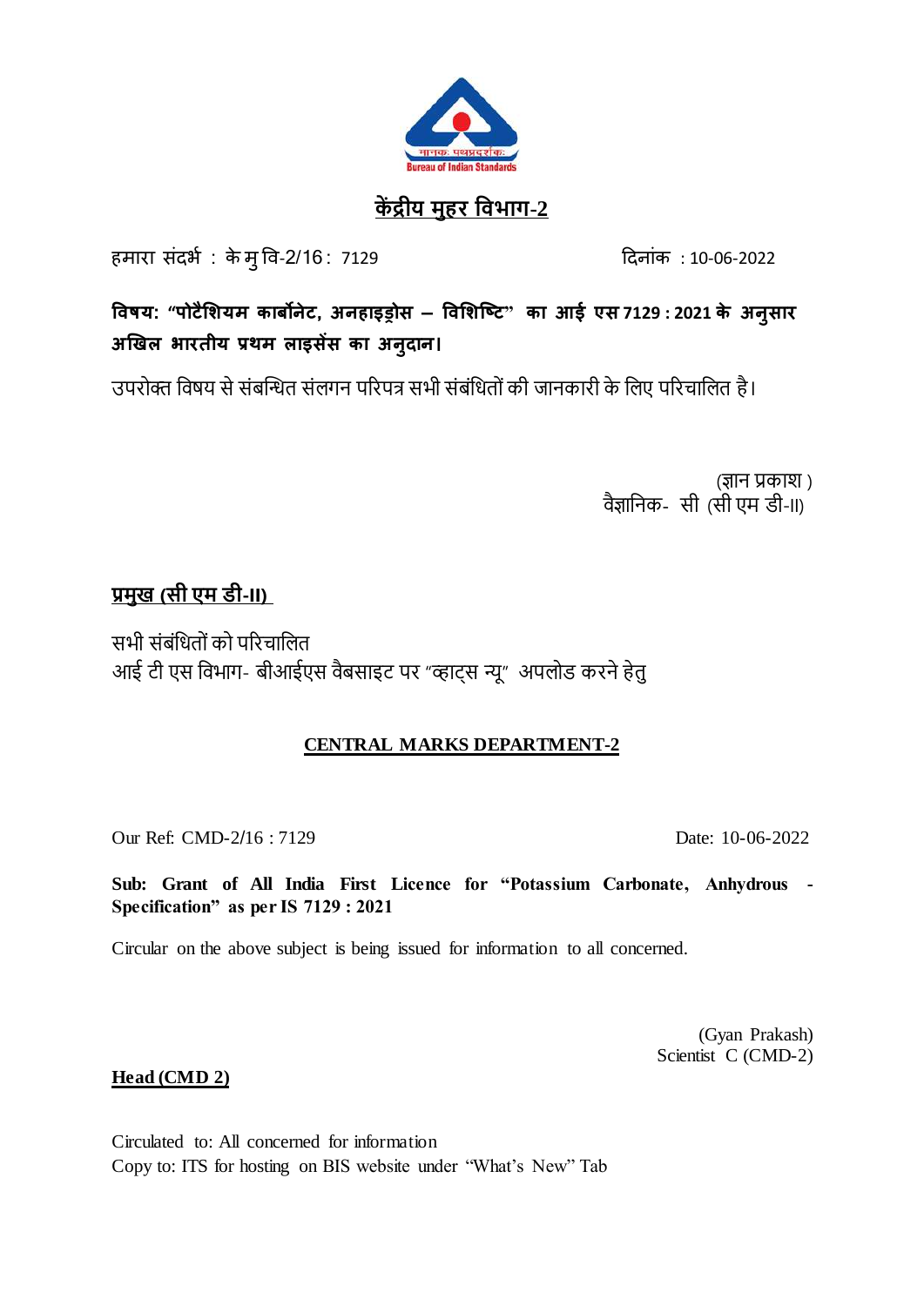## केंद्रीय मुहर विभाग-2

हमारा संदर्भ : के मु वि-2/16 : 7129 दिनांक : 10-06-2022

**विषय: "पोटैशियम कार्बोनेट, अनहाइड्रोस – विशिष्टि" का आई एस 7129 : 2021 के अनुसार अखिल भारतीय प्रथम लाइसेंस का अनुदान।**

उपरोक्त विषय से संबन्धित संलगन परिपत्र सभी संबंधितों की जानकारी के लिए परिचालित है।

(ज्ञान प्रकाश )
वैज्ञानिक- सी (सी एम डी-II)

**प्रमुख (सी एम डी-II)**

सभी संबंधितों को परिचालित
आई टी एस विभाग- बीआईएस वैबसाइट पर "व्हाट्स न्यू" अपलोड करने हेतु

## CENTRAL MARKS DEPARTMENT-2

Our Ref: CMD-2/16 : 7129 Date: 10-06-2022

**Sub: Grant of All India First Licence for "Potassium Carbonate, Anhydrous - Specification" as per IS 7129 : 2021**

Circular on the above subject is being issued for information to all concerned.

(Gyan Prakash)
Scientist C (CMD-2)

**Head (CMD 2)**

Circulated to: All concerned for information
Copy to: ITS for hosting on BIS website under "What's New" Tab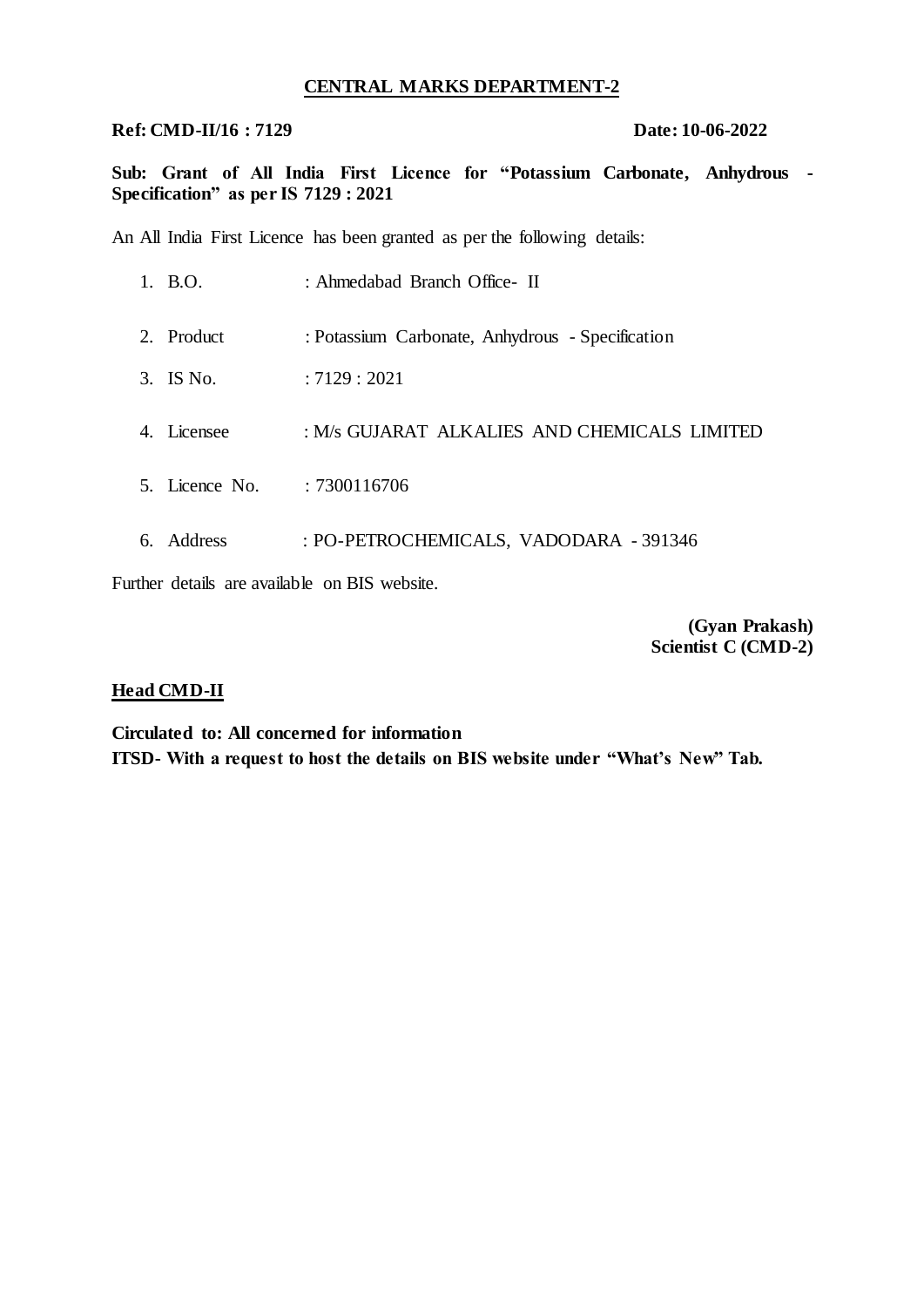## CENTRAL MARKS DEPARTMENT-2

**Ref: CMD-II/16 : 7129** **Date: 10-06-2022**

**Sub: Grant of All India First Licence for "Potassium Carbonate, Anhydrous - Specification" as per IS 7129 : 2021**

An All India First Licence has been granted as per the following details:

1. B.O. : Ahmedabad Branch Office- II
2. Product : Potassium Carbonate, Anhydrous - Specification
3. IS No. : 7129 : 2021
4. Licensee : M/s GUJARAT ALKALIES AND CHEMICALS LIMITED
5. Licence No. : 7300116706
6. Address : PO-PETROCHEMICALS, VADODARA - 391346

Further details are available on BIS website.

**(Gyan Prakash)**
**Scientist C (CMD-2)**

**Head CMD-II**

**Circulated to: All concerned for information**
**ITSD- With a request to host the details on BIS website under "What's New" Tab.**